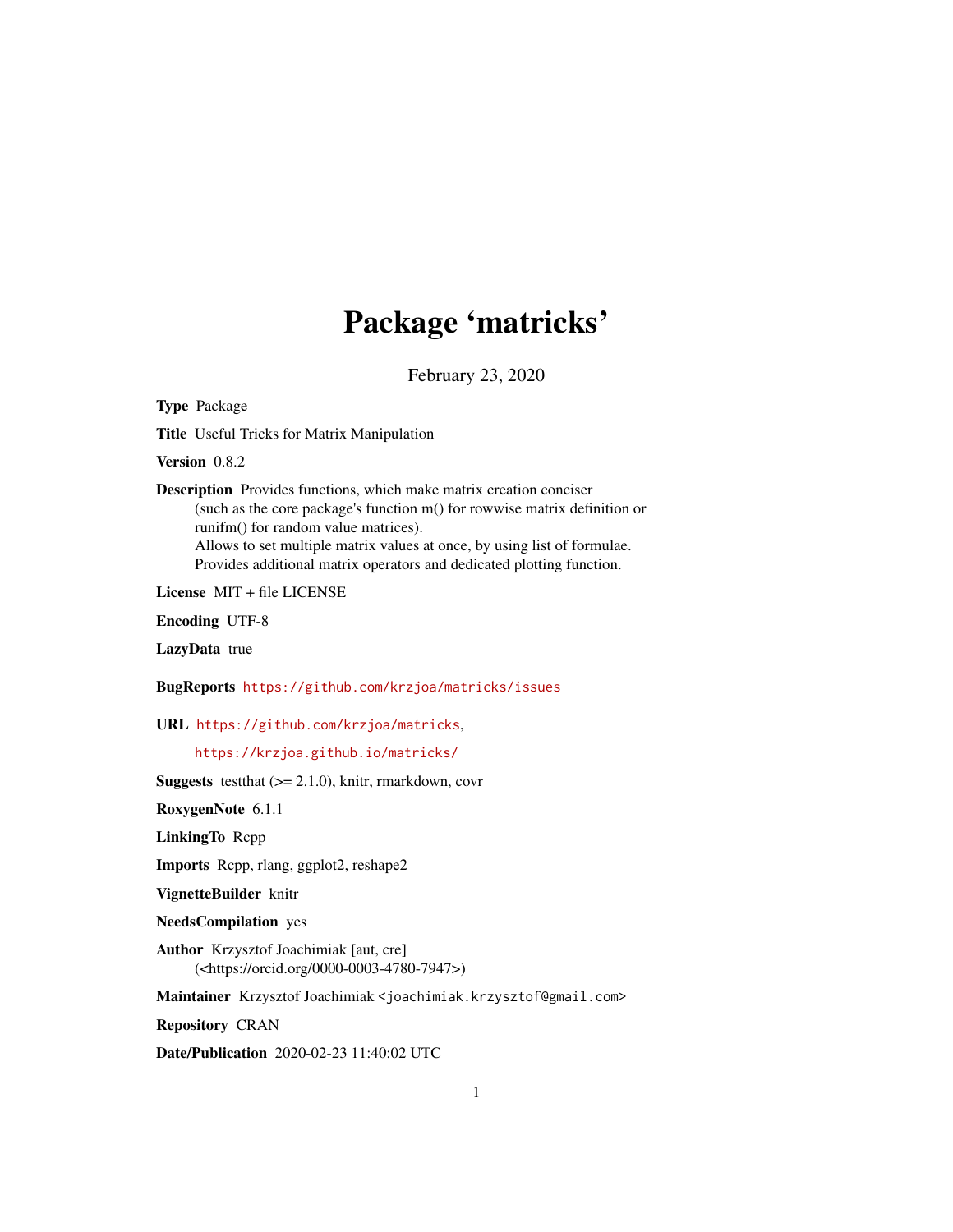# Package 'matricks'

February 23, 2020

**Type** Package

**Title** Useful Tricks for Matrix Manipulation

**Version** 0.8.2

**Description** Provides functions, which make matrix creation conciser (such as the core package's function m() for rowwise matrix definition or runifm() for random value matrices). Allows to set multiple matrix values at once, by using list of formulae. Provides additional matrix operators and dedicated plotting function.

**License** MIT + file LICENSE

**Encoding** UTF-8

**LazyData** true

**BugReports** https://github.com/krzjoa/matricks/issues

**URL** https://github.com/krzjoa/matricks,

https://krzjoa.github.io/matricks/

**Suggests** testthat (>= 2.1.0), knitr, rmarkdown, covr

**RoxygenNote** 6.1.1

**LinkingTo** Rcpp

**Imports** Rcpp, rlang, ggplot2, reshape2

**VignetteBuilder** knitr

**NeedsCompilation** yes

**Author** Krzysztof Joachimiak [aut, cre] (<https://orcid.org/0000-0003-4780-7947>)

**Maintainer** Krzysztof Joachimiak <joachimiak.krzysztof@gmail.com>

**Repository** CRAN

**Date/Publication** 2020-02-23 11:40:02 UTC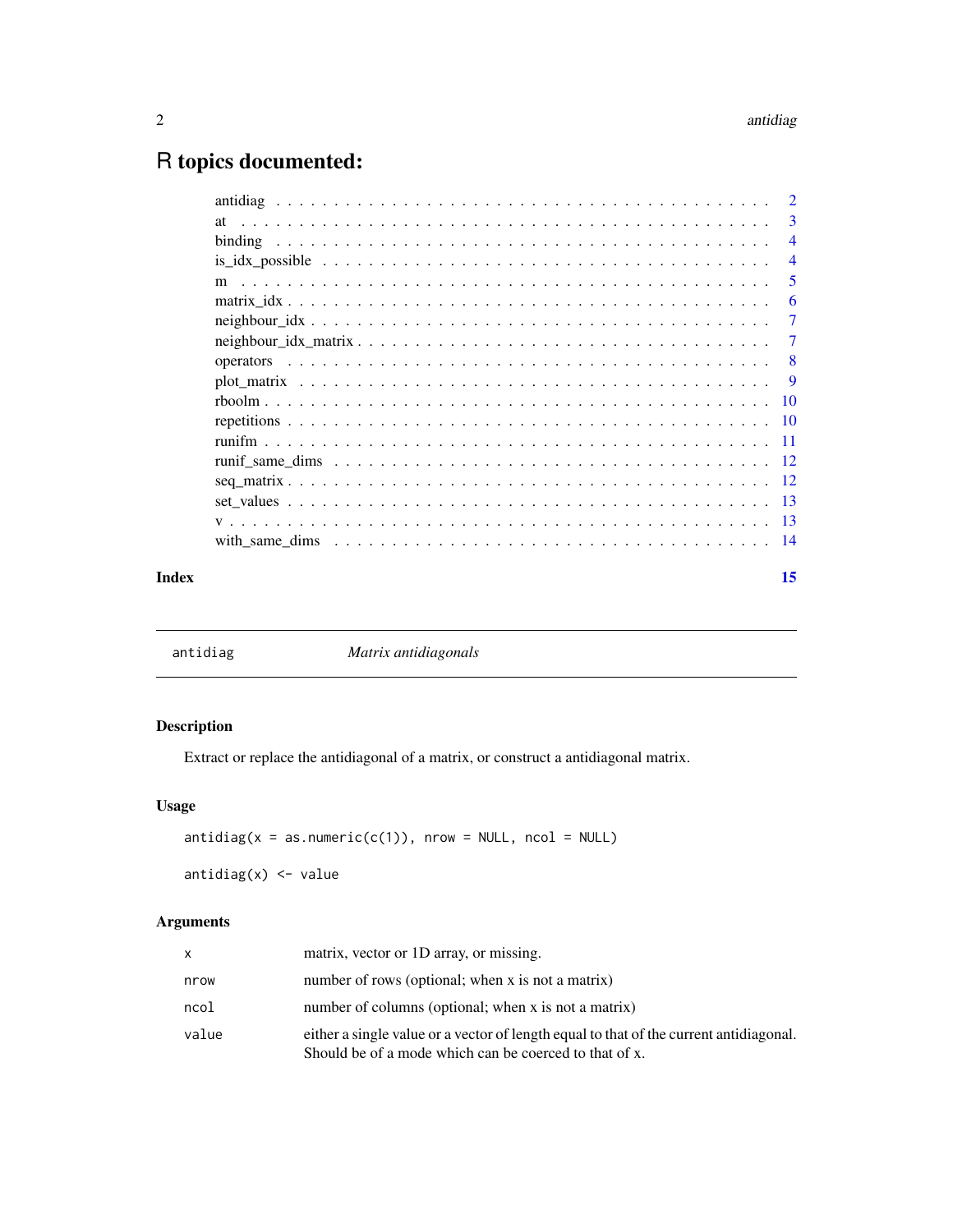# R topics documented:

| | |
|---|---|
| antidiag | 2 |
| at | 3 |
| binding | 4 |
| is_idx_possible | 4 |
| m | 5 |
| matrix_idx | 6 |
| neighbour_idx | 7 |
| neighbour_idx_matrix | 7 |
| operators | 8 |
| plot_matrix | 9 |
| rboolm | 10 |
| repetitions | 10 |
| runifm | 11 |
| runif_same_dims | 12 |
| seq_matrix | 12 |
| set_values | 13 |
| v | 13 |
| with_same_dims | 14 |

**Index** 15

---

`antidiag` *Matrix antidiagonals*

---

## Description

Extract or replace the antidiagonal of a matrix, or construct a antidiagonal matrix.

## Usage

```
antidiag(x = as.numeric(c(1)), nrow = NULL, ncol = NULL)

antidiag(x) <- value
```

## Arguments

| | |
|---|---|
| `x` | matrix, vector or 1D array, or missing. |
| `nrow` | number of rows (optional; when x is not a matrix) |
| `ncol` | number of columns (optional; when x is not a matrix) |
| `value` | either a single value or a vector of length equal to that of the current antidiagonal. Should be of a mode which can be coerced to that of x. |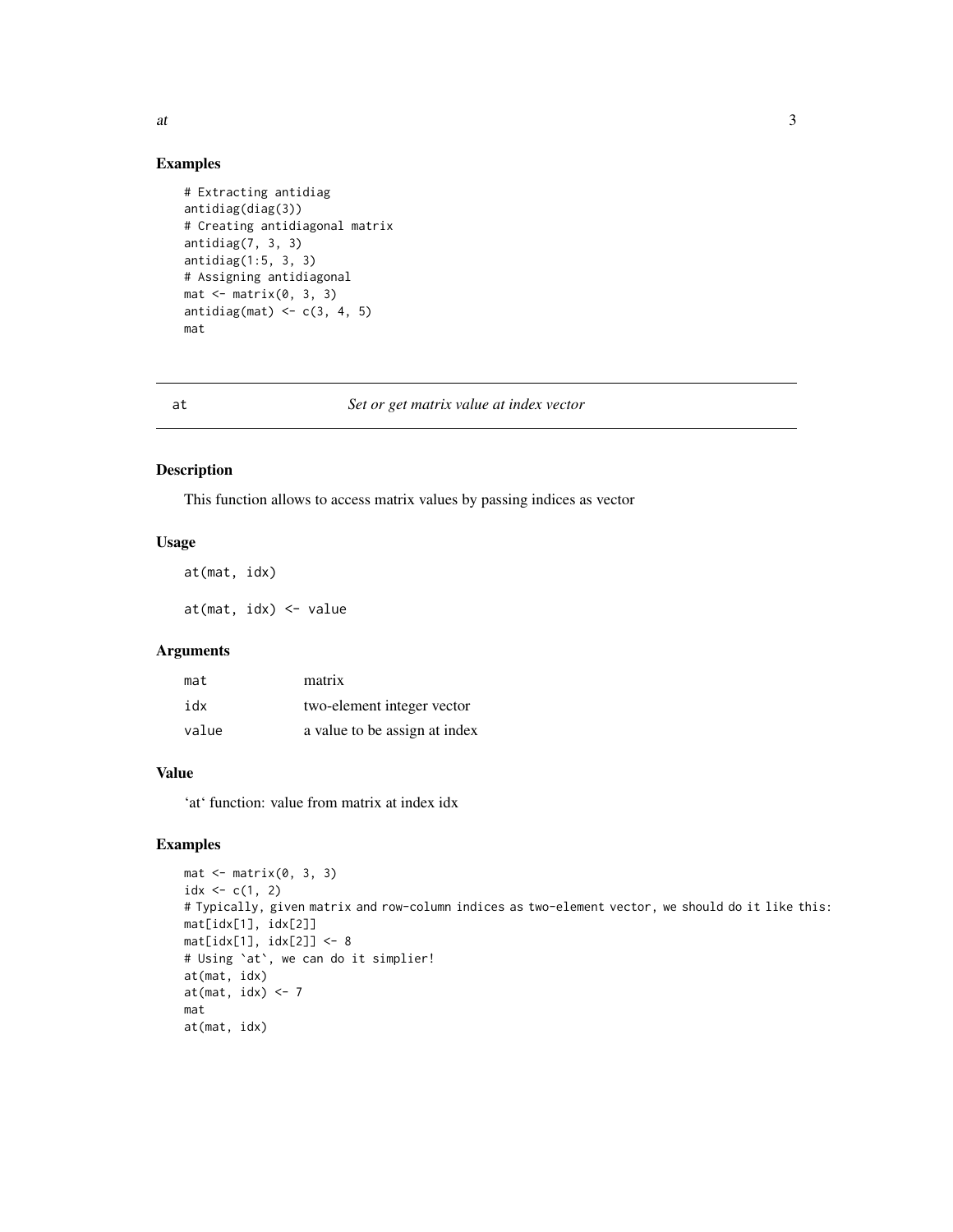## Examples

```
# Extracting antidiag
antidiag(diag(3))
# Creating antidiagonal matrix
antidiag(7, 3, 3)
antidiag(1:5, 3, 3)
# Assigning antidiagonal
mat <- matrix(0, 3, 3)
antidiag(mat) <- c(3, 4, 5)
mat
```

---

# at — *Set or get matrix value at index vector*

## Description

This function allows to access matrix values by passing indices as vector

## Usage

```
at(mat, idx)

at(mat, idx) <- value
```

## Arguments

| | |
|---|---|
| mat | matrix |
| idx | two-element integer vector |
| value | a value to be assign at index |

## Value

'at' function: value from matrix at index idx

## Examples

```
mat <- matrix(0, 3, 3)
idx <- c(1, 2)
# Typically, given matrix and row-column indices as two-element vector, we should do it like this:
mat[idx[1], idx[2]]
mat[idx[1], idx[2]] <- 8
# Using `at`, we can do it simplier!
at(mat, idx)
at(mat, idx) <- 7
mat
at(mat, idx)
```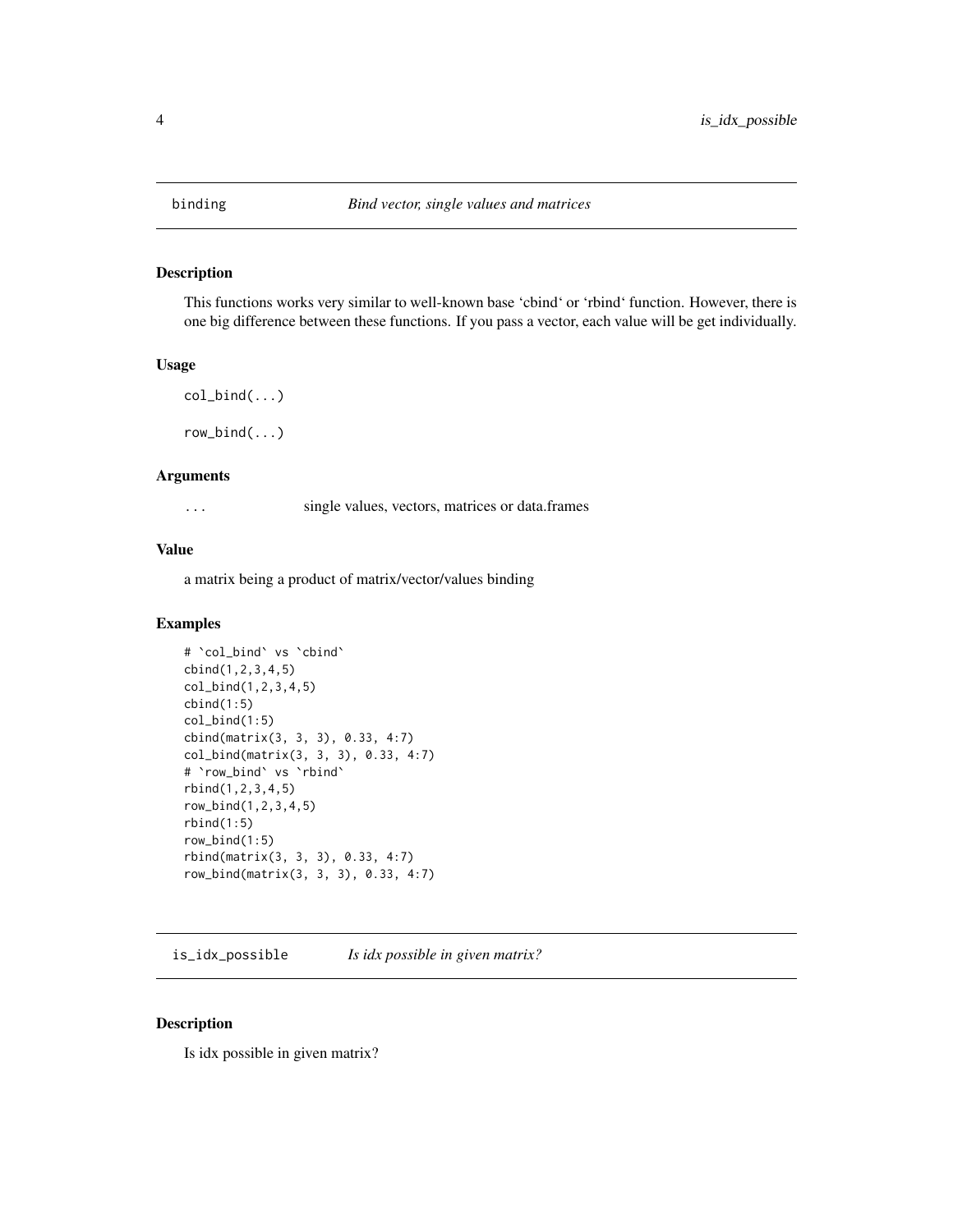## binding — *Bind vector, single values and matrices*

### Description

This functions works very similar to well-known base ‘cbind‘ or ‘rbind‘ function. However, there is one big difference between these functions. If you pass a vector, each value will be get individually.

### Usage

```
col_bind(...)

row_bind(...)
```

### Arguments

`...` single values, vectors, matrices or data.frames

### Value

a matrix being a product of matrix/vector/values binding

### Examples

```
# `col_bind` vs `cbind`
cbind(1,2,3,4,5)
col_bind(1,2,3,4,5)
cbind(1:5)
col_bind(1:5)
cbind(matrix(3, 3, 3), 0.33, 4:7)
col_bind(matrix(3, 3, 3), 0.33, 4:7)
# `row_bind` vs `rbind`
rbind(1,2,3,4,5)
row_bind(1,2,3,4,5)
rbind(1:5)
row_bind(1:5)
rbind(matrix(3, 3, 3), 0.33, 4:7)
row_bind(matrix(3, 3, 3), 0.33, 4:7)
```

## is_idx_possible — *Is idx possible in given matrix?*

### Description

Is idx possible in given matrix?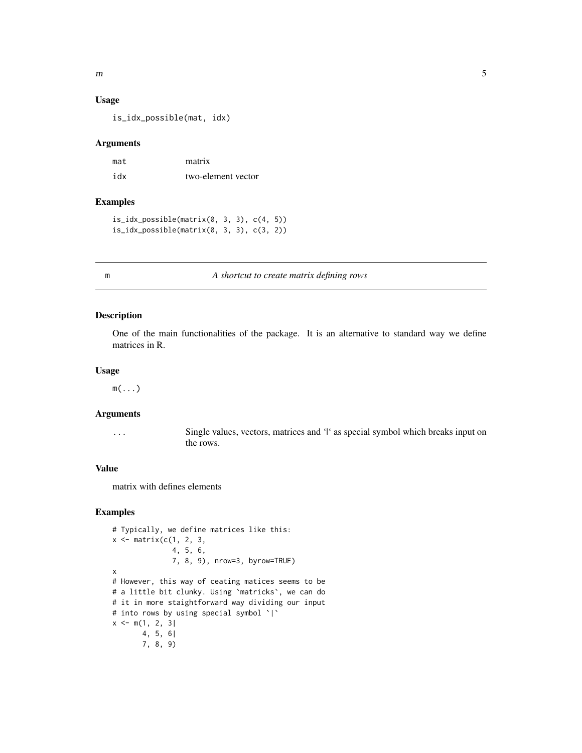### Usage

```
is_idx_possible(mat, idx)
```

### Arguments

| | |
|---|---|
| mat | matrix |
| idx | two-element vector |

### Examples

```
is_idx_possible(matrix(0, 3, 3), c(4, 5))
is_idx_possible(matrix(0, 3, 3), c(3, 2))
```

---

## m — *A shortcut to create matrix defining rows*

---

### Description

One of the main functionalities of the package. It is an alternative to standard way we define matrices in R.

### Usage

```
m(...)
```

### Arguments

| | |
|---|---|
| ... | Single values, vectors, matrices and '\|' as special symbol which breaks input on the rows. |

### Value

matrix with defines elements

### Examples

```
# Typically, we define matrices like this:
x <- matrix(c(1, 2, 3,
              4, 5, 6,
              7, 8, 9), nrow=3, byrow=TRUE)
x
# However, this way of ceating matices seems to be
# a little bit clunky. Using `matricks`, we can do
# it in more staightforward way dividing our input
# into rows by using special symbol `|`
x <- m(1, 2, 3|
       4, 5, 6|
       7, 8, 9)
```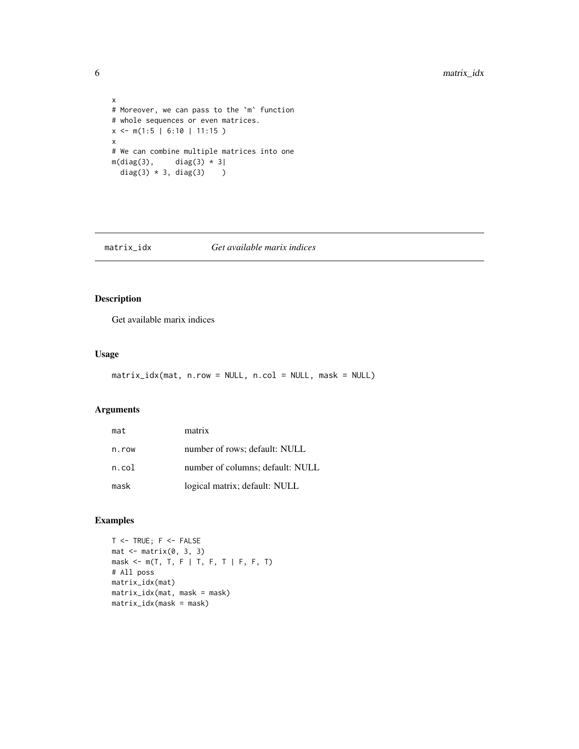```
x
# Moreover, we can pass to the `m` function
# whole sequences or even matrices.
x <- m(1:5 | 6:10 | 11:15 )
x
# We can combine multiple matrices into one
m(diag(3),     diag(3) * 3|
  diag(3) * 3, diag(3)    )
```

## matrix_idx    *Get available marix indices*

### Description

Get available marix indices

### Usage

```
matrix_idx(mat, n.row = NULL, n.col = NULL, mask = NULL)
```

### Arguments

| | |
|---|---|
| mat | matrix |
| n.row | number of rows; default: NULL |
| n.col | number of columns; default: NULL |
| mask | logical matrix; default: NULL |

### Examples

```
T <- TRUE; F <- FALSE
mat <- matrix(0, 3, 3)
mask <- m(T, T, F | T, F, T | F, F, T)
# All poss
matrix_idx(mat)
matrix_idx(mat, mask = mask)
matrix_idx(mask = mask)
```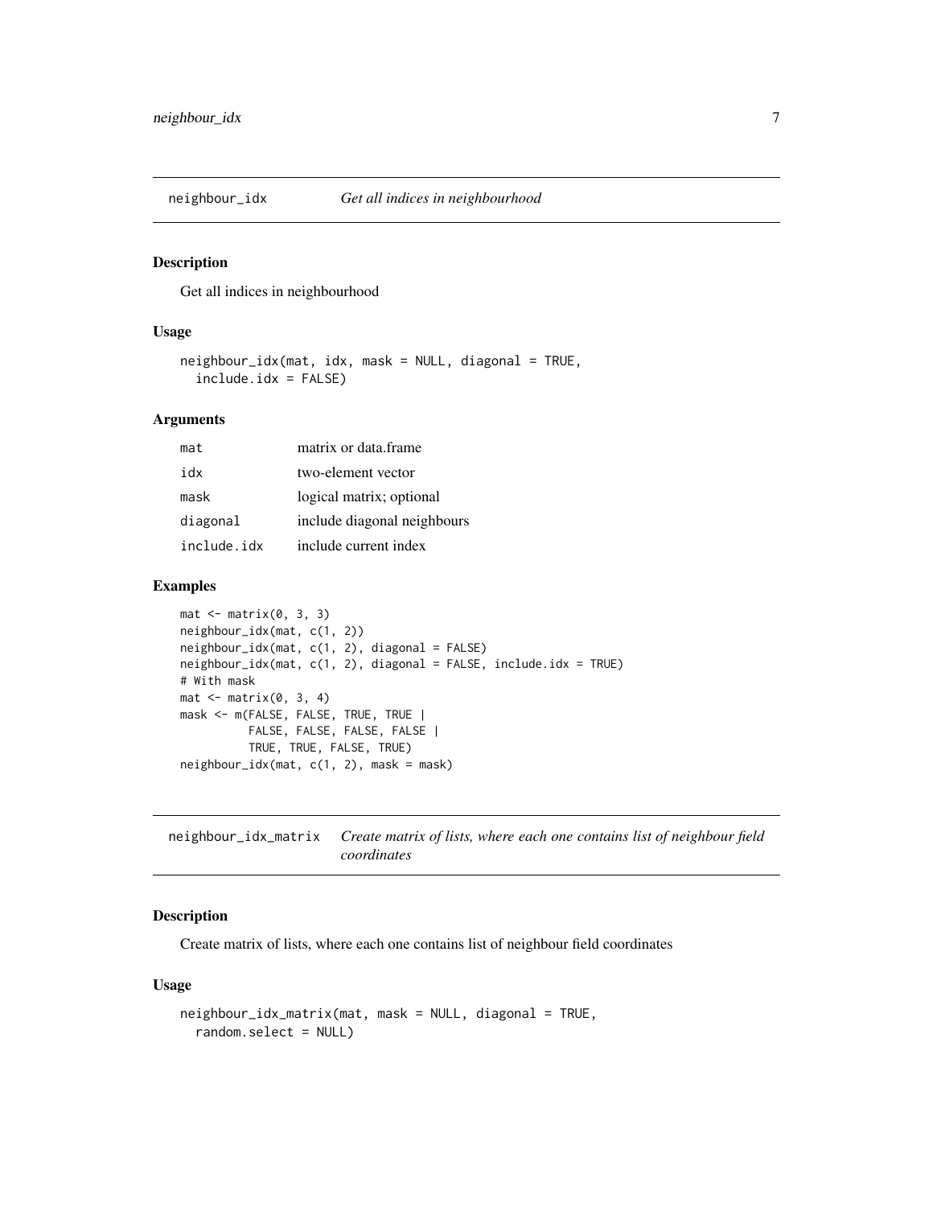## neighbour_idx *Get all indices in neighbourhood*

### Description

Get all indices in neighbourhood

### Usage

```
neighbour_idx(mat, idx, mask = NULL, diagonal = TRUE,
  include.idx = FALSE)
```

### Arguments

| | |
|---|---|
| mat | matrix or data.frame |
| idx | two-element vector |
| mask | logical matrix; optional |
| diagonal | include diagonal neighbours |
| include.idx | include current index |

### Examples

```
mat <- matrix(0, 3, 3)
neighbour_idx(mat, c(1, 2))
neighbour_idx(mat, c(1, 2), diagonal = FALSE)
neighbour_idx(mat, c(1, 2), diagonal = FALSE, include.idx = TRUE)
# With mask
mat <- matrix(0, 3, 4)
mask <- m(FALSE, FALSE, TRUE, TRUE |
          FALSE, FALSE, FALSE, FALSE |
          TRUE, TRUE, FALSE, TRUE)
neighbour_idx(mat, c(1, 2), mask = mask)
```

## neighbour_idx_matrix *Create matrix of lists, where each one contains list of neighbour field coordinates*

### Description

Create matrix of lists, where each one contains list of neighbour field coordinates

### Usage

```
neighbour_idx_matrix(mat, mask = NULL, diagonal = TRUE,
  random.select = NULL)
```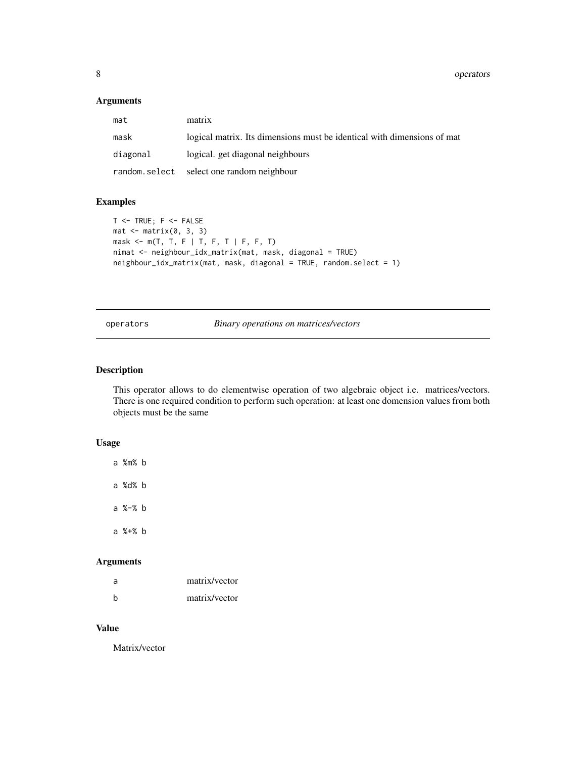### Arguments

| | |
|---|---|
| mat | matrix |
| mask | logical matrix. Its dimensions must be identical with dimensions of mat |
| diagonal | logical. get diagonal neighbours |
| random.select | select one random neighbour |

### Examples

```
T <- TRUE; F <- FALSE
mat <- matrix(0, 3, 3)
mask <- m(T, T, F | T, F, T | F, F, T)
nimat <- neighbour_idx_matrix(mat, mask, diagonal = TRUE)
neighbour_idx_matrix(mat, mask, diagonal = TRUE, random.select = 1)
```

---

## operators — *Binary operations on matrices/vectors*

---

### Description

This operator allows to do elementwise operation of two algebraic object i.e. matrices/vectors. There is one required condition to perform such operation: at least one domension values from both objects must be the same

### Usage

```
a %m% b

a %d% b

a %-% b

a %+% b
```

### Arguments

| | |
|---|---|
| a | matrix/vector |
| b | matrix/vector |

### Value

Matrix/vector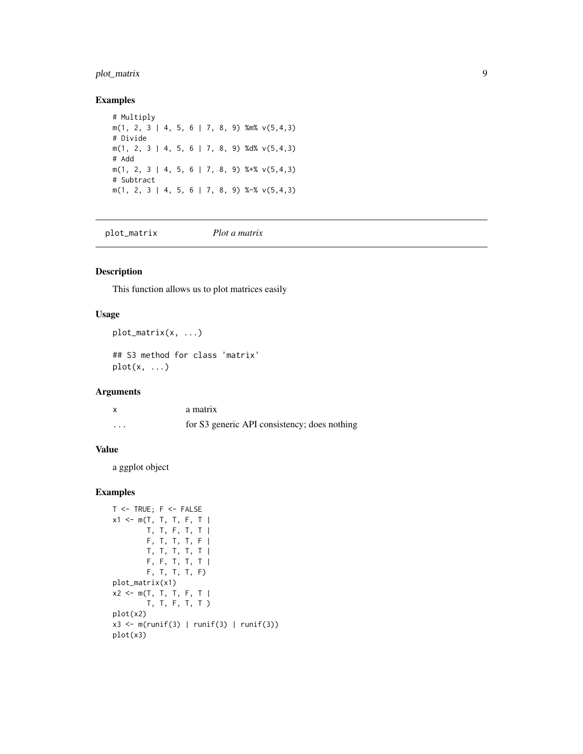## Examples

```
# Multiply
m(1, 2, 3 | 4, 5, 6 | 7, 8, 9) %m% v(5,4,3)
# Divide
m(1, 2, 3 | 4, 5, 6 | 7, 8, 9) %d% v(5,4,3)
# Add
m(1, 2, 3 | 4, 5, 6 | 7, 8, 9) %+% v(5,4,3)
# Subtract
m(1, 2, 3 | 4, 5, 6 | 7, 8, 9) %-% v(5,4,3)
```

---

# plot_matrix *Plot a matrix*

---

## Description

This function allows us to plot matrices easily

## Usage

```
plot_matrix(x, ...)

## S3 method for class 'matrix'
plot(x, ...)
```

## Arguments

| | |
|---|---|
| x | a matrix |
| ... | for S3 generic API consistency; does nothing |

## Value

a ggplot object

## Examples

```
T <- TRUE; F <- FALSE
x1 <- m(T, T, T, F, T |
        T, T, F, T, T |
        F, T, T, T, F |
        T, T, T, T, T |
        F, F, T, T, T |
        F, T, T, T, F)
plot_matrix(x1)
x2 <- m(T, T, T, F, T |
        T, T, F, T, T )
plot(x2)
x3 <- m(runif(3) | runif(3) | runif(3))
plot(x3)
```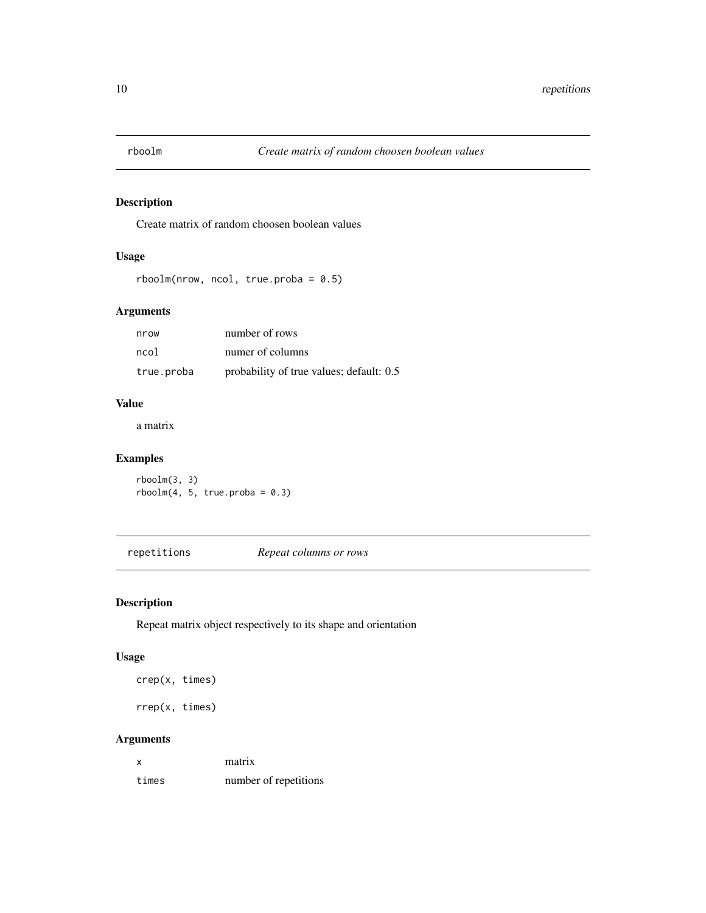## rboolm *Create matrix of random choosen boolean values*

### Description

Create matrix of random choosen boolean values

### Usage

```
rboolm(nrow, ncol, true.proba = 0.5)
```

### Arguments

| | |
|---|---|
| nrow | number of rows |
| ncol | numer of columns |
| true.proba | probability of true values; default: 0.5 |

### Value

a matrix

### Examples

```
rboolm(3, 3)
rboolm(4, 5, true.proba = 0.3)
```

## repetitions *Repeat columns or rows*

### Description

Repeat matrix object respectively to its shape and orientation

### Usage

```
crep(x, times)

rrep(x, times)
```

### Arguments

| | |
|---|---|
| x | matrix |
| times | number of repetitions |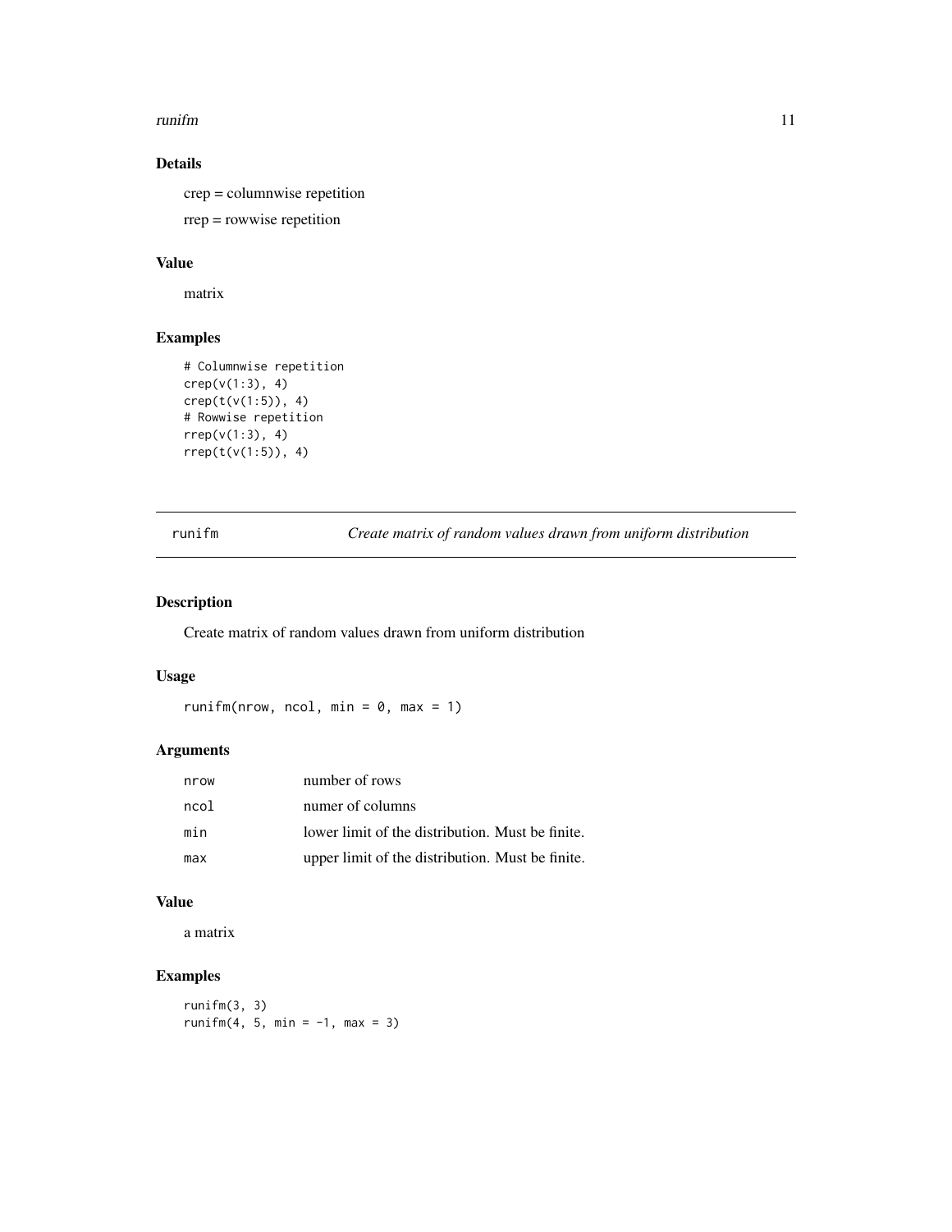### Details

crep = columnwise repetition

rrep = rowwise repetition

### Value

matrix

### Examples

```
# Columnwise repetition
crep(v(1:3), 4)
crep(t(v(1:5)), 4)
# Rowwise repetition
rrep(v(1:3), 4)
rrep(t(v(1:5)), 4)
```

---

## runifm — *Create matrix of random values drawn from uniform distribution*

---

### Description

Create matrix of random values drawn from uniform distribution

### Usage

```
runifm(nrow, ncol, min = 0, max = 1)
```

### Arguments

| | |
|---|---|
| nrow | number of rows |
| ncol | numer of columns |
| min | lower limit of the distribution. Must be finite. |
| max | upper limit of the distribution. Must be finite. |

### Value

a matrix

### Examples

```
runifm(3, 3)
runifm(4, 5, min = -1, max = 3)
```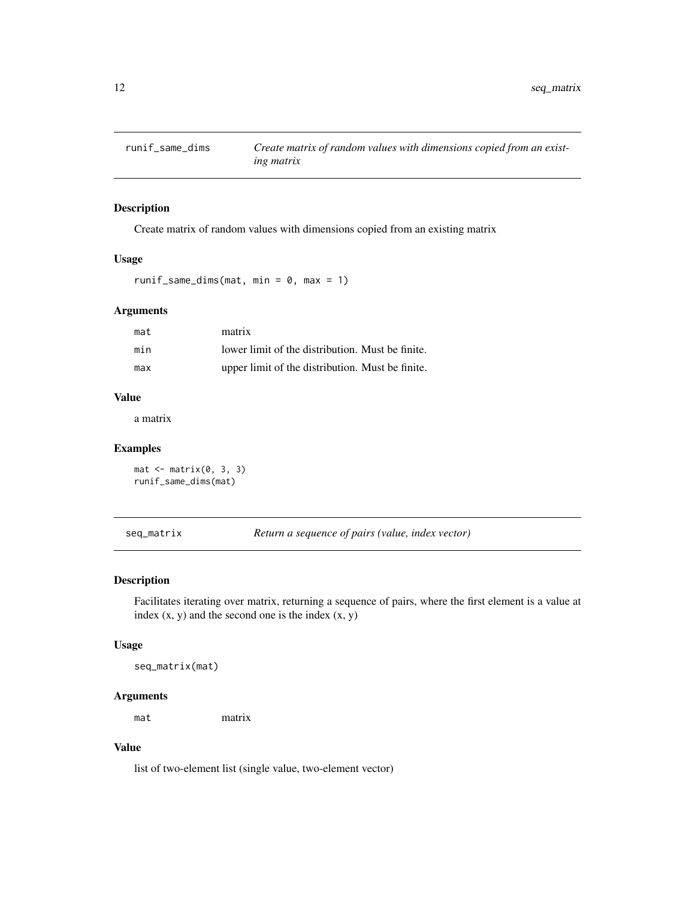## runif_same_dims — *Create matrix of random values with dimensions copied from an existing matrix*

### Description

Create matrix of random values with dimensions copied from an existing matrix

### Usage

```
runif_same_dims(mat, min = 0, max = 1)
```

### Arguments

| | |
|---|---|
| mat | matrix |
| min | lower limit of the distribution. Must be finite. |
| max | upper limit of the distribution. Must be finite. |

### Value

a matrix

### Examples

```
mat <- matrix(0, 3, 3)
runif_same_dims(mat)
```

## seq_matrix — *Return a sequence of pairs (value, index vector)*

### Description

Facilitates iterating over matrix, returning a sequence of pairs, where the first element is a value at index (x, y) and the second one is the index (x, y)

### Usage

```
seq_matrix(mat)
```

### Arguments

| | |
|---|---|
| mat | matrix |

### Value

list of two-element list (single value, two-element vector)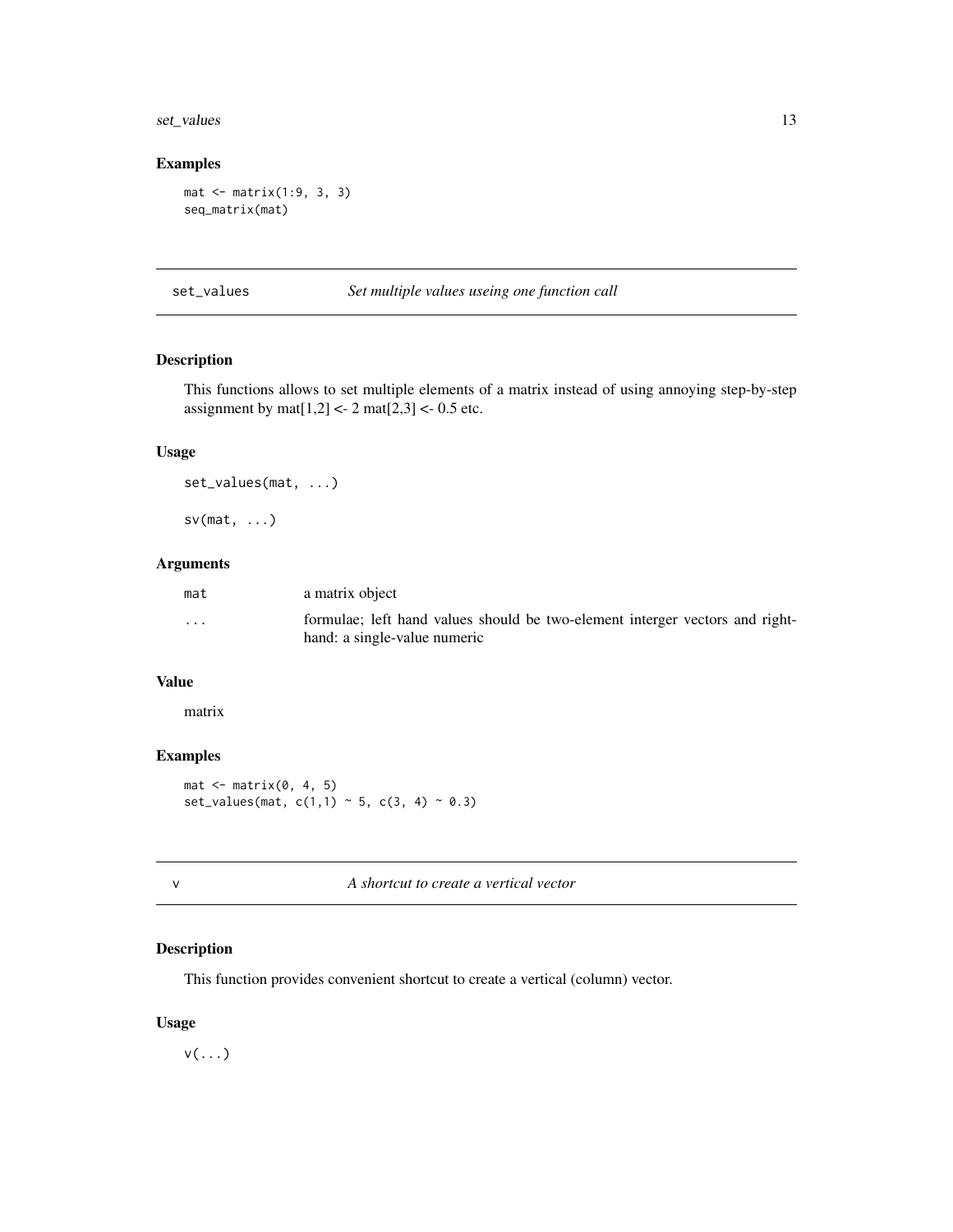## Examples

```
mat <- matrix(1:9, 3, 3)
seq_matrix(mat)
```

---

## set_values *Set multiple values useing one function call*

### Description

This functions allows to set multiple elements of a matrix instead of using annoying step-by-step assignment by mat[1,2] <- 2 mat[2,3] <- 0.5 etc.

### Usage

```
set_values(mat, ...)

sv(mat, ...)
```

### Arguments

| | |
|---|---|
| mat | a matrix object |
| ... | formulae; left hand values should be two-element interger vectors and right-hand: a single-value numeric |

### Value

matrix

### Examples

```
mat <- matrix(0, 4, 5)
set_values(mat, c(1,1) ~ 5, c(3, 4) ~ 0.3)
```

---

## v *A shortcut to create a vertical vector*

### Description

This function provides convenient shortcut to create a vertical (column) vector.

### Usage

```
v(...)
```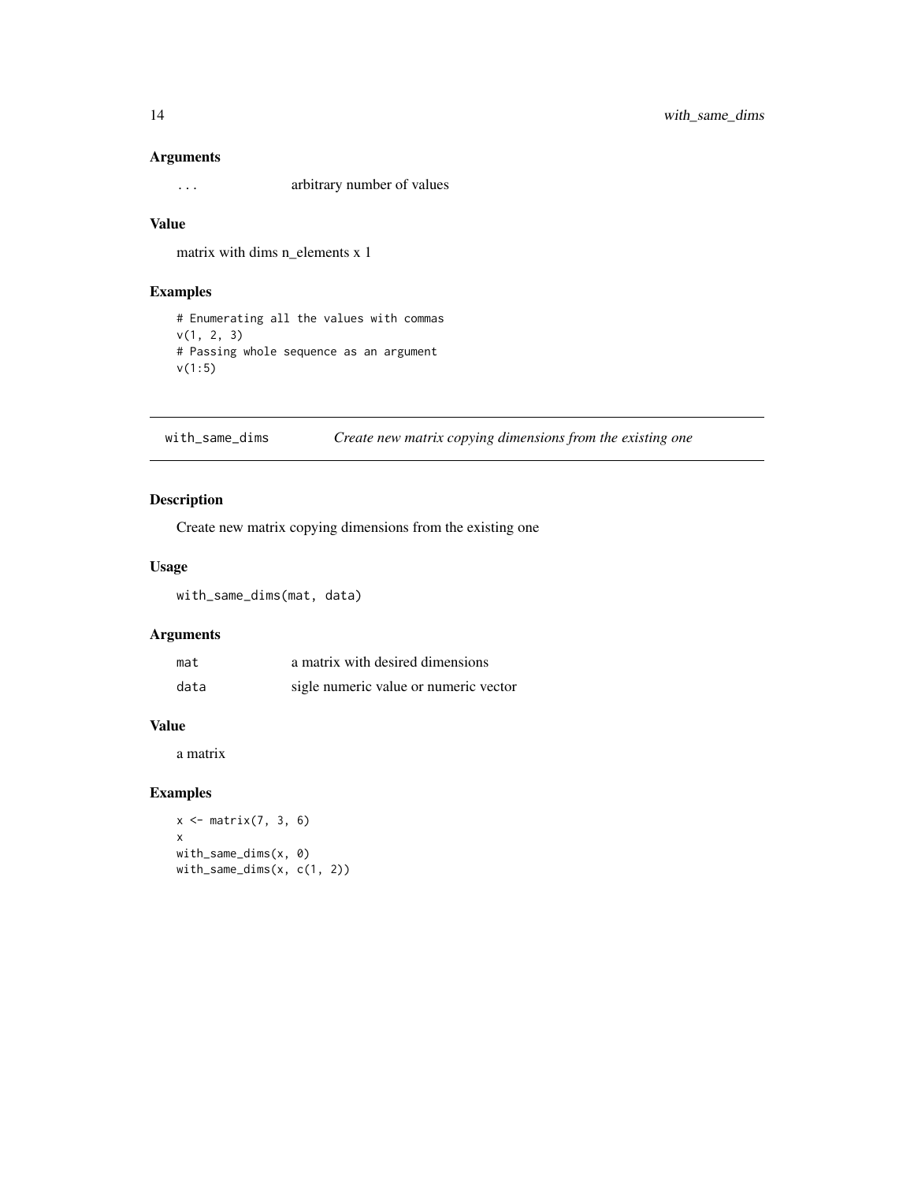### Arguments

| | |
|---|---|
| `...` | arbitrary number of values |

### Value

matrix with dims n_elements x 1

### Examples

```
# Enumerating all the values with commas
v(1, 2, 3)
# Passing whole sequence as an argument
v(1:5)
```

---

## with_same_dims — *Create new matrix copying dimensions from the existing one*

### Description

Create new matrix copying dimensions from the existing one

### Usage

```
with_same_dims(mat, data)
```

### Arguments

| | |
|---|---|
| `mat` | a matrix with desired dimensions |
| `data` | sigle numeric value or numeric vector |

### Value

a matrix

### Examples

```
x <- matrix(7, 3, 6)
x
with_same_dims(x, 0)
with_same_dims(x, c(1, 2))
```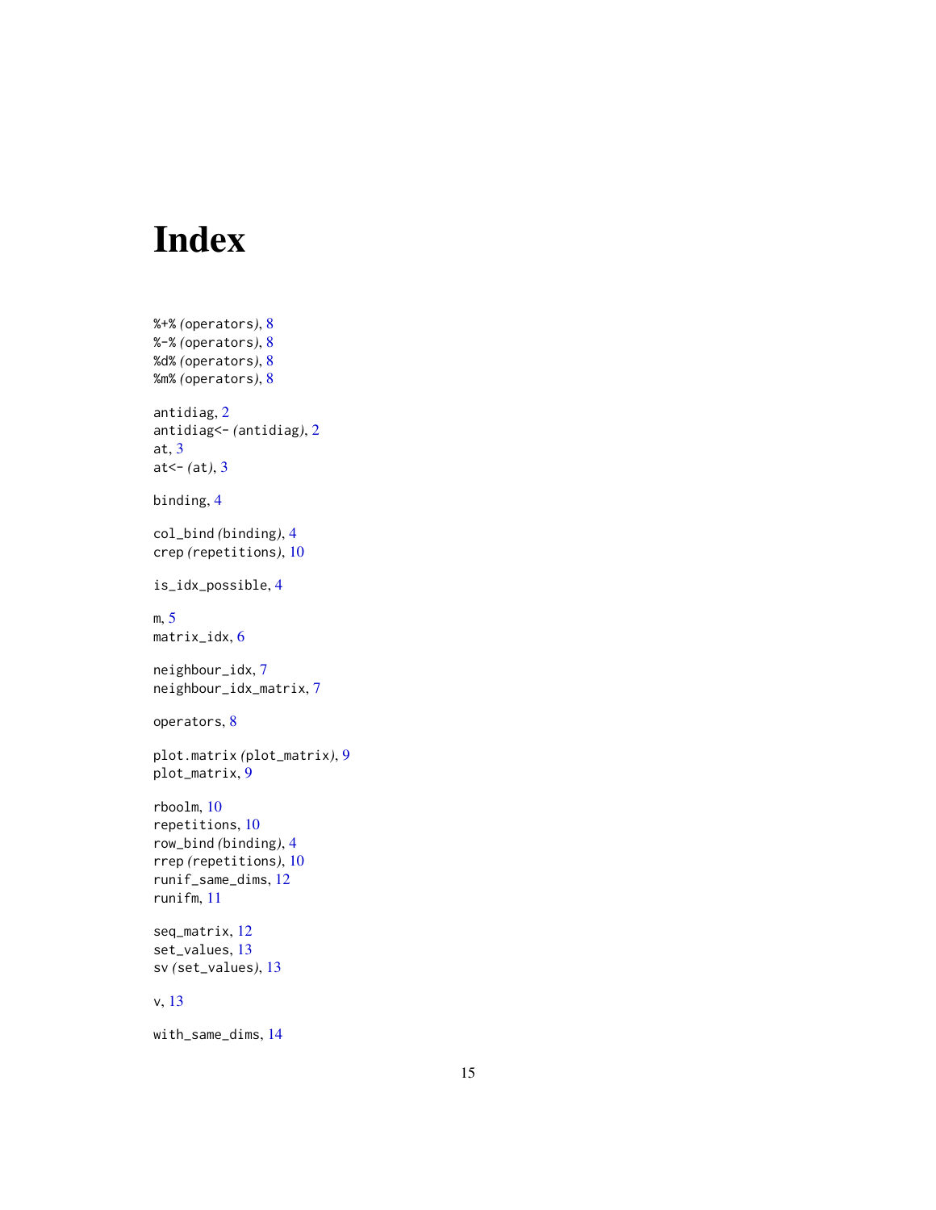# Index

%+% (operators), 8
%-% (operators), 8
%d% (operators), 8
%m% (operators), 8

antidiag, 2
antidiag<- (antidiag), 2
at, 3
at<- (at), 3

binding, 4

col_bind (binding), 4
crep (repetitions), 10

is_idx_possible, 4

m, 5
matrix_idx, 6

neighbour_idx, 7
neighbour_idx_matrix, 7

operators, 8

plot.matrix (plot_matrix), 9
plot_matrix, 9

rboolm, 10
repetitions, 10
row_bind (binding), 4
rrep (repetitions), 10
runif_same_dims, 12
runifm, 11

seq_matrix, 12
set_values, 13
sv (set_values), 13

v, 13

with_same_dims, 14